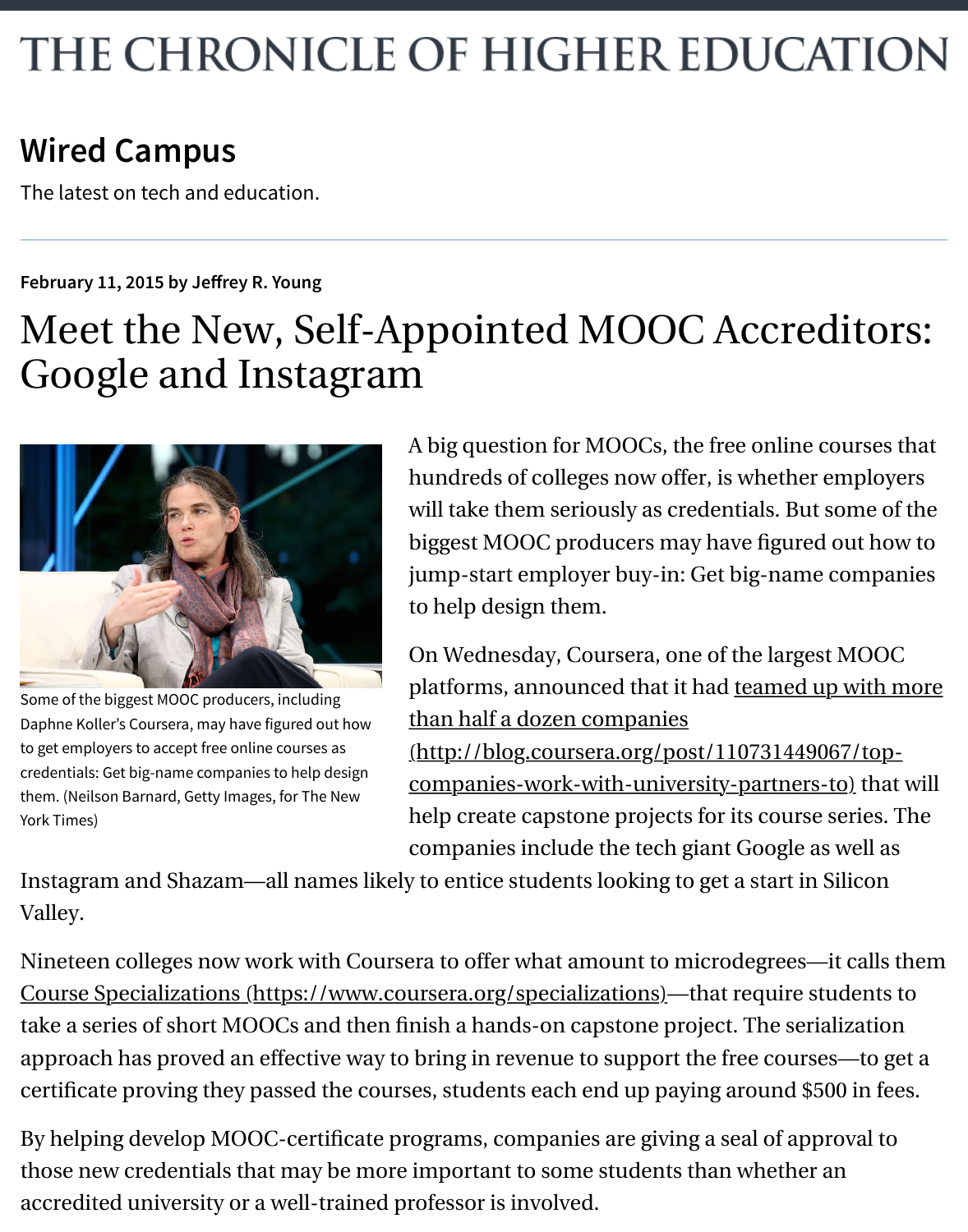# THE CHRONICLE OF HIGHER EDUCATION

## Wired Campus

The latest on tech and education.

---

**February 11, 2015 by Jeffrey R. Young**

# Meet the New, Self-Appointed MOOC Accreditors: Google and Instagram

Some of the biggest MOOC producers, including Daphne Koller's Coursera, may have figured out how to get employers to accept free online courses as credentials: Get big-name companies to help design them. (Neilson Barnard, Getty Images, for The New York Times)

A big question for MOOCs, the free online courses that hundreds of colleges now offer, is whether employers will take them seriously as credentials. But some of the biggest MOOC producers may have figured out how to jump-start employer buy-in: Get big-name companies to help design them.

On Wednesday, Coursera, one of the largest MOOC platforms, announced that it had teamed up with more than half a dozen companies (http://blog.coursera.org/post/110731449067/top-companies-work-with-university-partners-to) that will help create capstone projects for its course series. The companies include the tech giant Google as well as Instagram and Shazam—all names likely to entice students looking to get a start in Silicon Valley.

Nineteen colleges now work with Coursera to offer what amount to microdegrees—it calls them Course Specializations (https://www.coursera.org/specializations)—that require students to take a series of short MOOCs and then finish a hands-on capstone project. The serialization approach has proved an effective way to bring in revenue to support the free courses—to get a certificate proving they passed the courses, students each end up paying around $500 in fees.

By helping develop MOOC-certificate programs, companies are giving a seal of approval to those new credentials that may be more important to some students than whether an accredited university or a well-trained professor is involved.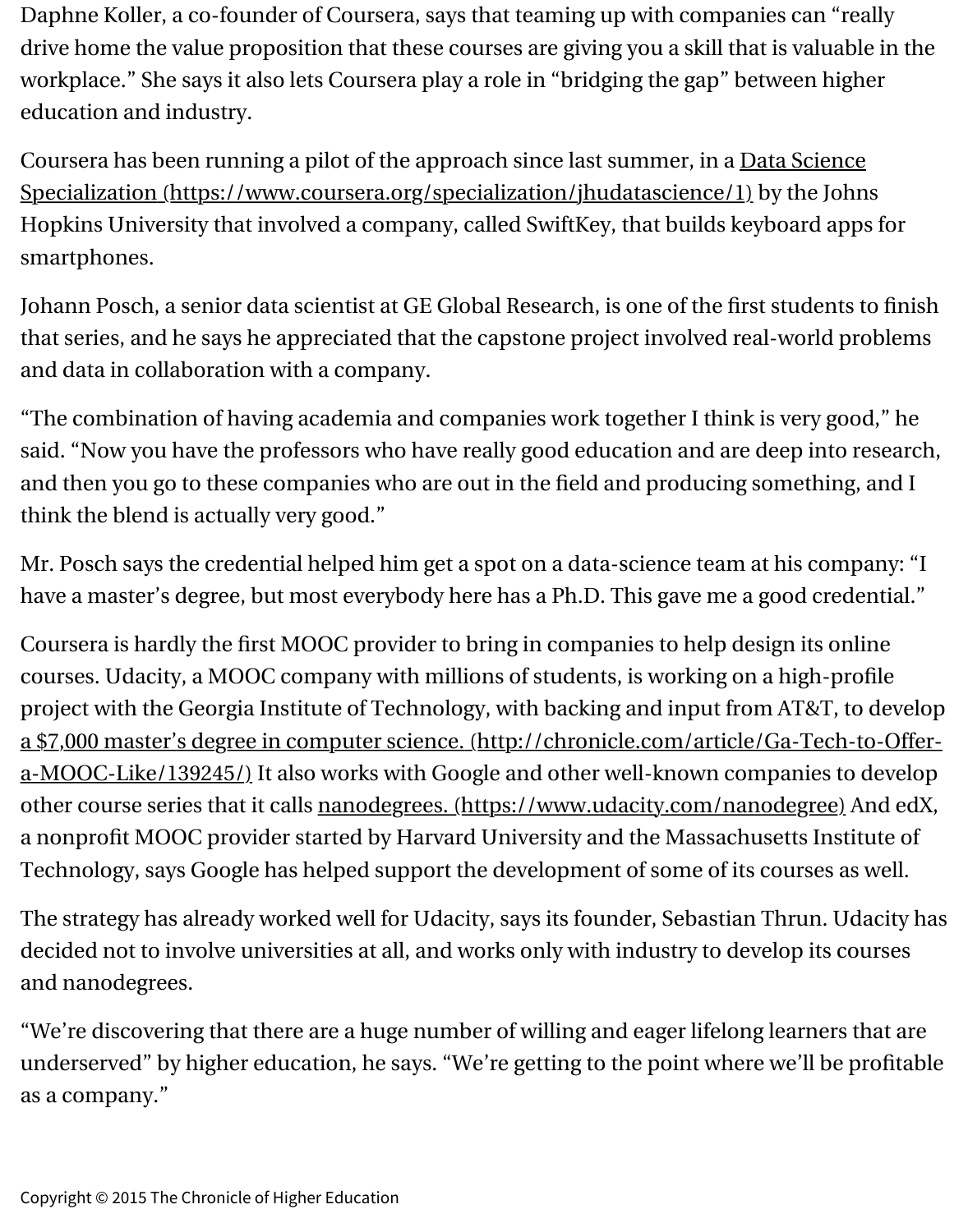Daphne Koller, a co-founder of Coursera, says that teaming up with companies can "really drive home the value proposition that these courses are giving you a skill that is valuable in the workplace." She says it also lets Coursera play a role in "bridging the gap" between higher education and industry.

Coursera has been running a pilot of the approach since last summer, in a Data Science Specialization (https://www.coursera.org/specialization/jhudatascience/1) by the Johns Hopkins University that involved a company, called SwiftKey, that builds keyboard apps for smartphones.

Johann Posch, a senior data scientist at GE Global Research, is one of the first students to finish that series, and he says he appreciated that the capstone project involved real-world problems and data in collaboration with a company.

"The combination of having academia and companies work together I think is very good," he said. "Now you have the professors who have really good education and are deep into research, and then you go to these companies who are out in the field and producing something, and I think the blend is actually very good."

Mr. Posch says the credential helped him get a spot on a data-science team at his company: "I have a master's degree, but most everybody here has a Ph.D. This gave me a good credential."

Coursera is hardly the first MOOC provider to bring in companies to help design its online courses. Udacity, a MOOC company with millions of students, is working on a high-profile project with the Georgia Institute of Technology, with backing and input from AT&T, to develop a $7,000 master's degree in computer science. (http://chronicle.com/article/Ga-Tech-to-Offer-a-MOOC-Like/139245/) It also works with Google and other well-known companies to develop other course series that it calls nanodegrees. (https://www.udacity.com/nanodegree) And edX, a nonprofit MOOC provider started by Harvard University and the Massachusetts Institute of Technology, says Google has helped support the development of some of its courses as well.

The strategy has already worked well for Udacity, says its founder, Sebastian Thrun. Udacity has decided not to involve universities at all, and works only with industry to develop its courses and nanodegrees.

"We're discovering that there are a huge number of willing and eager lifelong learners that are underserved" by higher education, he says. "We're getting to the point where we'll be profitable as a company."

Copyright © 2015 The Chronicle of Higher Education